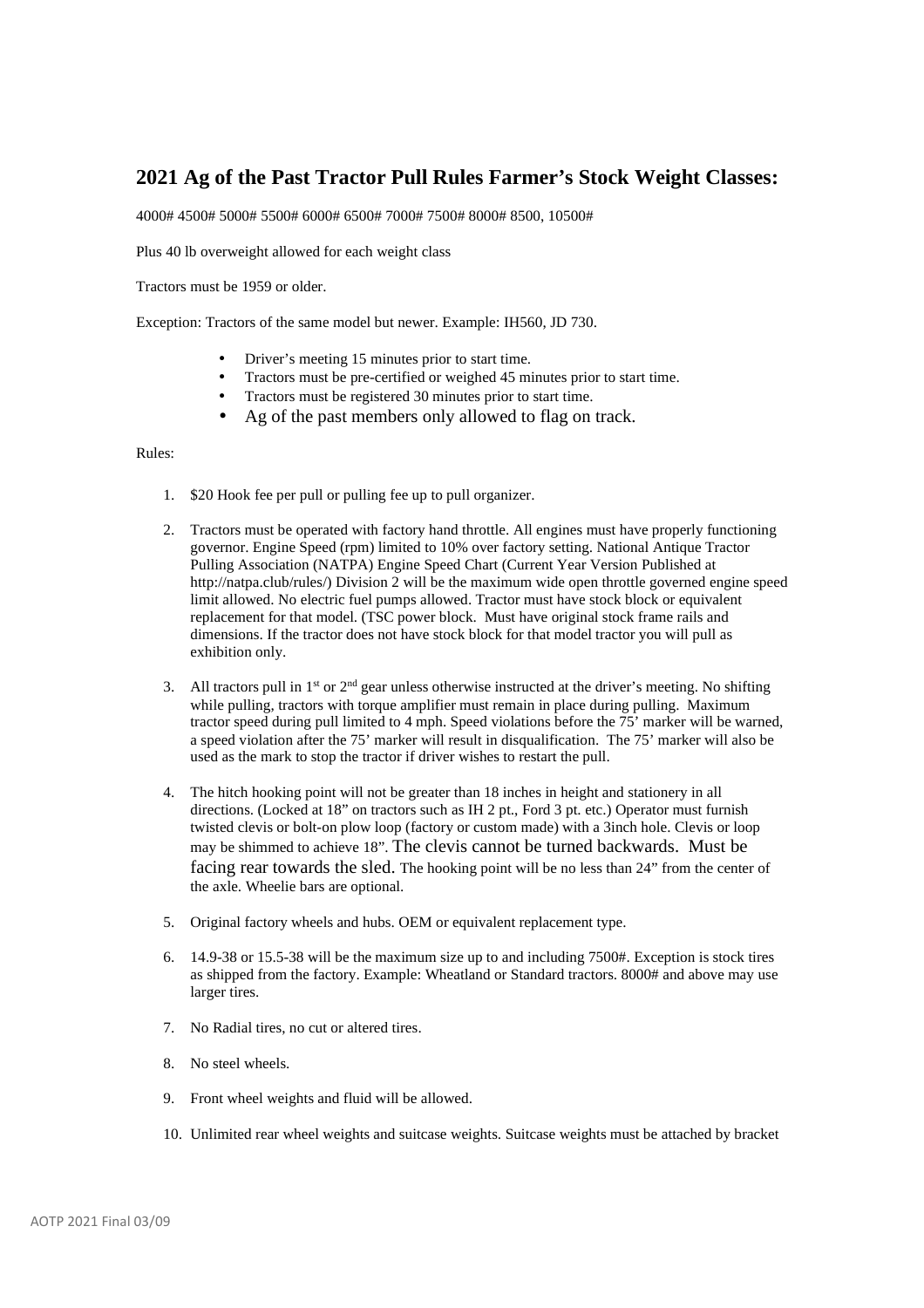## 2021 Ag of the Past Tractor Pull Rules Farmer's Stock Weight Classes:

4000# 4500# 5000# 5500# 6000# 6500# 7000# 7500# 8000# 8500, 10500#

Plus 40 lb overweight allowed for each weight class

Tractors must be 1959 or older.

Exception: Tractors of the same model but newer. Example: IH560, JD 730.

- Driver's meeting 15 minutes prior to start time.
- Tractors must be pre-certified or weighed 45 minutes prior to start time.
- Tractors must be registered 30 minutes prior to start time.
- Ag of the past members only allowed to flag on track.

Rules:

1. $20 Hook fee per pull or pulling fee up to pull organizer.

2. Tractors must be operated with factory hand throttle. All engines must have properly functioning governor. Engine Speed (rpm) limited to 10% over factory setting. National Antique Tractor Pulling Association (NATPA) Engine Speed Chart (Current Year Version Published at http://natpa.club/rules/) Division 2 will be the maximum wide open throttle governed engine speed limit allowed. No electric fuel pumps allowed. Tractor must have stock block or equivalent replacement for that model. (TSC power block. Must have original stock frame rails and dimensions. If the tractor does not have stock block for that model tractor you will pull as exhibition only.

3. All tractors pull in 1st or 2nd gear unless otherwise instructed at the driver's meeting. No shifting while pulling, tractors with torque amplifier must remain in place during pulling. Maximum tractor speed during pull limited to 4 mph. Speed violations before the 75' marker will be warned, a speed violation after the 75' marker will result in disqualification. The 75' marker will also be used as the mark to stop the tractor if driver wishes to restart the pull.

4. The hitch hooking point will not be greater than 18 inches in height and stationery in all directions. (Locked at 18" on tractors such as IH 2 pt., Ford 3 pt. etc.) Operator must furnish twisted clevis or bolt-on plow loop (factory or custom made) with a 3inch hole. Clevis or loop may be shimmed to achieve 18". The clevis cannot be turned backwards. Must be facing rear towards the sled. The hooking point will be no less than 24" from the center of the axle. Wheelie bars are optional.

5. Original factory wheels and hubs. OEM or equivalent replacement type.

6. 14.9-38 or 15.5-38 will be the maximum size up to and including 7500#. Exception is stock tires as shipped from the factory. Example: Wheatland or Standard tractors. 8000# and above may use larger tires.

7. No Radial tires, no cut or altered tires.

8. No steel wheels.

9. Front wheel weights and fluid will be allowed.

10. Unlimited rear wheel weights and suitcase weights. Suitcase weights must be attached by bracket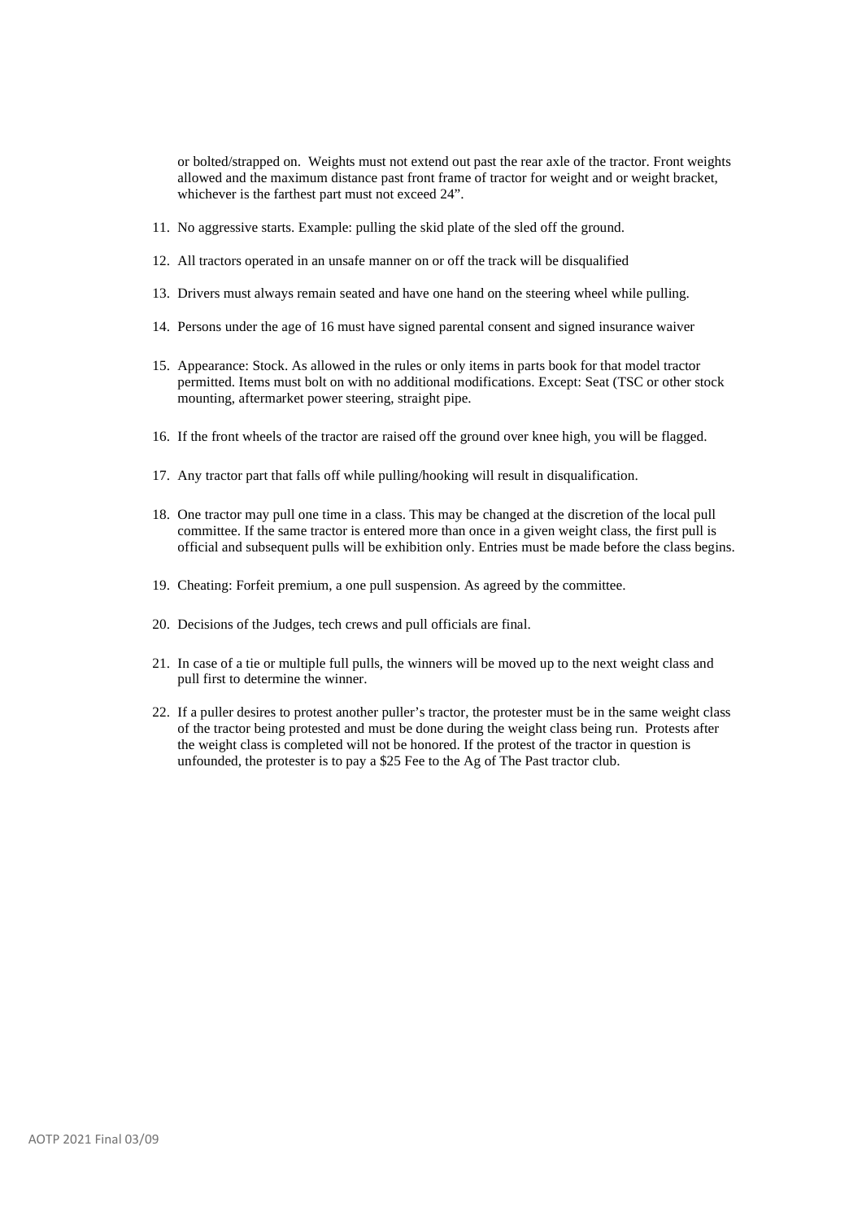or bolted/strapped on. Weights must not extend out past the rear axle of the tractor. Front weights allowed and the maximum distance past front frame of tractor for weight and or weight bracket, whichever is the farthest part must not exceed 24".

11. No aggressive starts. Example: pulling the skid plate of the sled off the ground.
12. All tractors operated in an unsafe manner on or off the track will be disqualified
13. Drivers must always remain seated and have one hand on the steering wheel while pulling.
14. Persons under the age of 16 must have signed parental consent and signed insurance waiver
15. Appearance: Stock. As allowed in the rules or only items in parts book for that model tractor permitted. Items must bolt on with no additional modifications. Except: Seat (TSC or other stock mounting, aftermarket power steering, straight pipe.
16. If the front wheels of the tractor are raised off the ground over knee high, you will be flagged.
17. Any tractor part that falls off while pulling/hooking will result in disqualification.
18. One tractor may pull one time in a class. This may be changed at the discretion of the local pull committee. If the same tractor is entered more than once in a given weight class, the first pull is official and subsequent pulls will be exhibition only. Entries must be made before the class begins.
19. Cheating: Forfeit premium, a one pull suspension. As agreed by the committee.
20. Decisions of the Judges, tech crews and pull officials are final.
21. In case of a tie or multiple full pulls, the winners will be moved up to the next weight class and pull first to determine the winner.
22. If a puller desires to protest another puller's tractor, the protester must be in the same weight class of the tractor being protested and must be done during the weight class being run. Protests after the weight class is completed will not be honored. If the protest of the tractor in question is unfounded, the protester is to pay a $25 Fee to the Ag of The Past tractor club.

AOTP 2021 Final 03/09